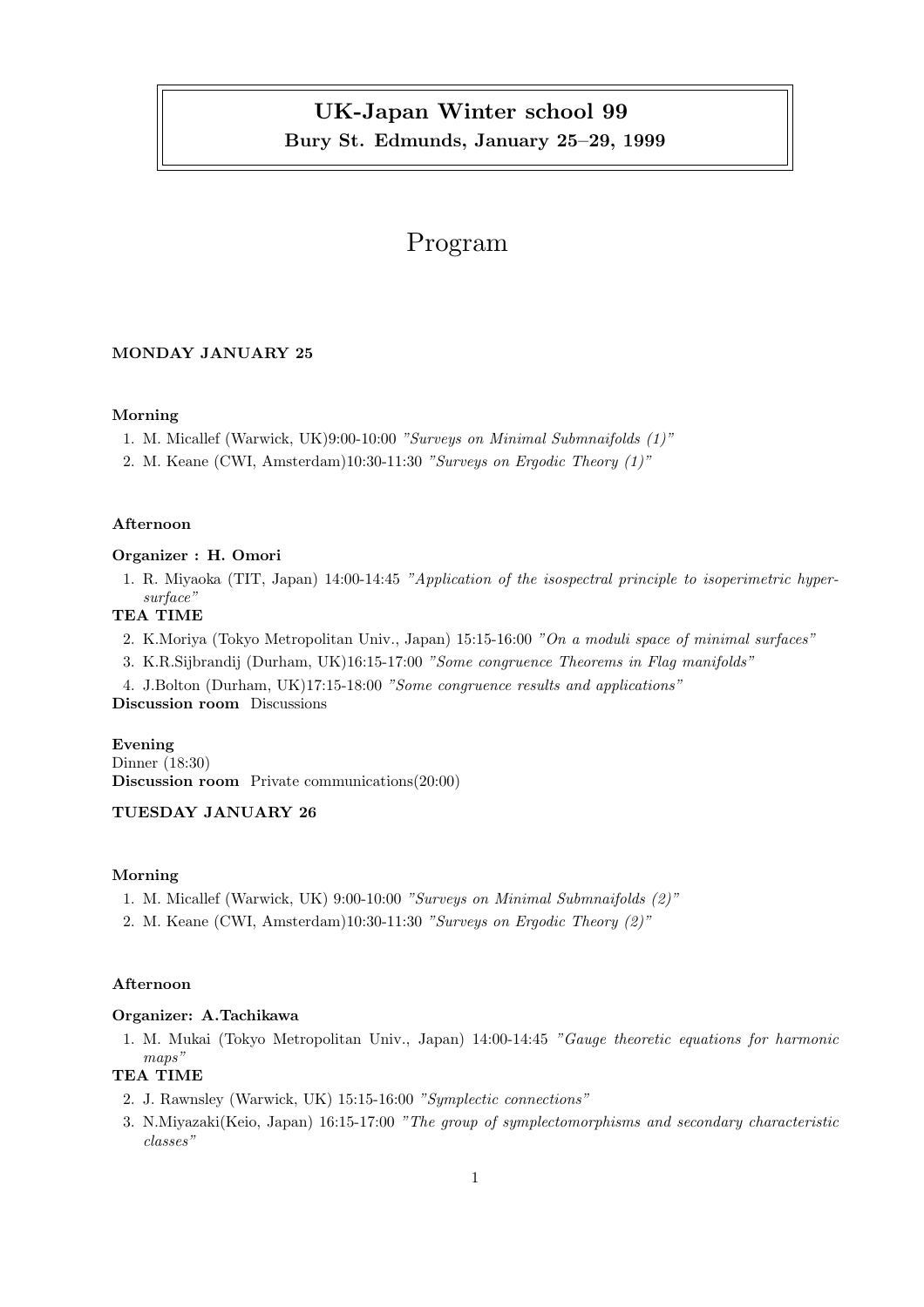# UK-Japan Winter school 99

**Bury St. Edmunds, January 25–29, 1999**

# Program

### MONDAY JANUARY 25

**Morning**

1. M. Micallef (Warwick, UK)9:00-10:00 *"Surveys on Minimal Submnaifolds (1)"*
2. M. Keane (CWI, Amsterdam)10:30-11:30 *"Surveys on Ergodic Theory (1)"*

**Afternoon**

**Organizer : H. Omori**

1. R. Miyaoka (TIT, Japan) 14:00-14:45 *"Application of the isospectral principle to isoperimetric hypersurface"*

**TEA TIME**

2. K.Moriya (Tokyo Metropolitan Univ., Japan) 15:15-16:00 *"On a moduli space of minimal surfaces"*
3. K.R.Sijbrandij (Durham, UK)16:15-17:00 *"Some congruence Theorems in Flag manifolds"*
4. J.Bolton (Durham, UK)17:15-18:00 *"Some congruence results and applications"*

**Discussion room** Discussions

**Evening**

Dinner (18:30)

**Discussion room** Private communications(20:00)

### TUESDAY JANUARY 26

**Morning**

1. M. Micallef (Warwick, UK) 9:00-10:00 *"Surveys on Minimal Submnaifolds (2)"*
2. M. Keane (CWI, Amsterdam)10:30-11:30 *"Surveys on Ergodic Theory (2)"*

**Afternoon**

**Organizer: A.Tachikawa**

1. M. Mukai (Tokyo Metropolitan Univ., Japan) 14:00-14:45 *"Gauge theoretic equations for harmonic maps"*

**TEA TIME**

2. J. Rawnsley (Warwick, UK) 15:15-16:00 *"Symplectic connections"*
3. N.Miyazaki(Keio, Japan) 16:15-17:00 *"The group of symplectomorphisms and secondary characteristic classes"*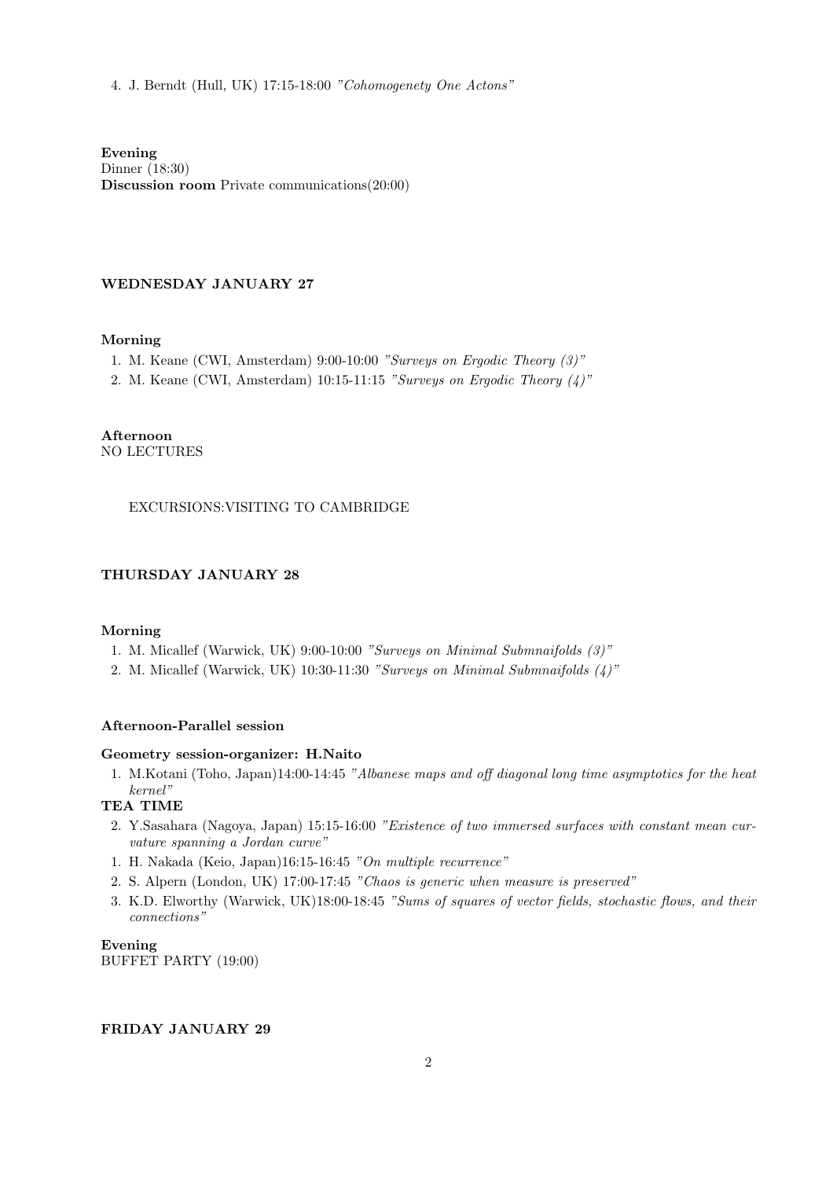4. J. Berndt (Hull, UK) 17:15-18:00 *"Cohomogenety One Actons"*

**Evening**
Dinner (18:30)
**Discussion room** Private communications(20:00)

### WEDNESDAY JANUARY 27

**Morning**

1. M. Keane (CWI, Amsterdam) 9:00-10:00 *"Surveys on Ergodic Theory (3)"*
2. M. Keane (CWI, Amsterdam) 10:15-11:15 *"Surveys on Ergodic Theory (4)"*

**Afternoon**
NO LECTURES

EXCURSIONS:VISITING TO CAMBRIDGE

### THURSDAY JANUARY 28

**Morning**

1. M. Micallef (Warwick, UK) 9:00-10:00 *"Surveys on Minimal Submnaifolds (3)"*
2. M. Micallef (Warwick, UK) 10:30-11:30 *"Surveys on Minimal Submnaifolds (4)"*

**Afternoon-Parallel session**

**Geometry session-organizer: H.Naito**

1. M.Kotani (Toho, Japan)14:00-14:45 *"Albanese maps and off diagonal long time asymptotics for the heat kernel"*

**TEA TIME**

2. Y.Sasahara (Nagoya, Japan) 15:15-16:00 *"Existence of two immersed surfaces with constant mean curvature spanning a Jordan curve"*

1. H. Nakada (Keio, Japan)16:15-16:45 *"On multiple recurrence"*
2. S. Alpern (London, UK) 17:00-17:45 *"Chaos is generic when measure is preserved"*
3. K.D. Elworthy (Warwick, UK)18:00-18:45 *"Sums of squares of vector fields, stochastic flows, and their connections"*

**Evening**
BUFFET PARTY (19:00)

### FRIDAY JANUARY 29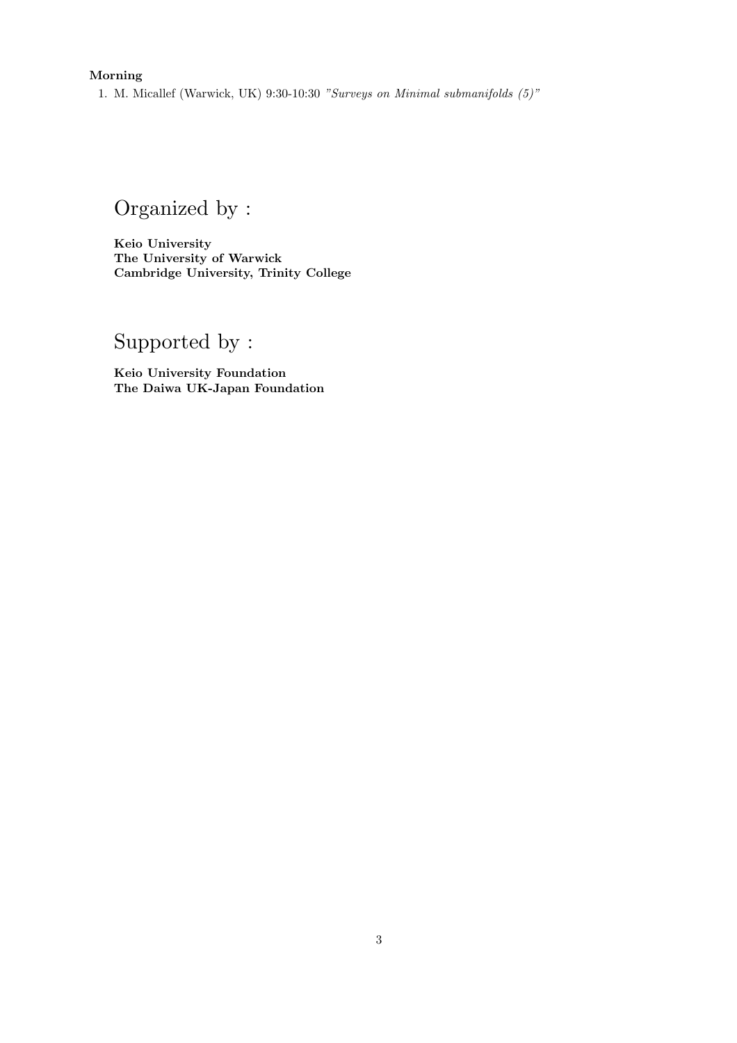**Morning**

1. M. Micallef (Warwick, UK) 9:30-10:30 *"Surveys on Minimal submanifolds (5)"*

## Organized by :

**Keio University**
**The University of Warwick**
**Cambridge University, Trinity College**

## Supported by :

**Keio University Foundation**
**The Daiwa UK-Japan Foundation**